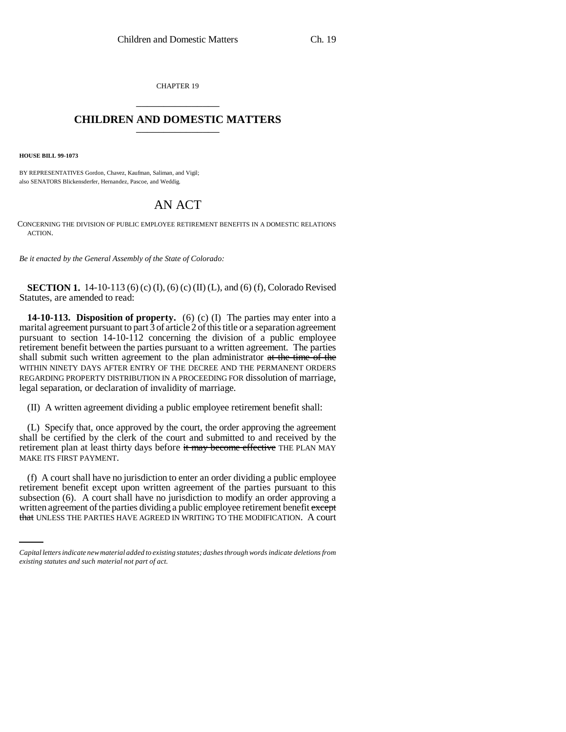CHAPTER 19

## CHILDREN AND DOMESTIC MATTERS

**HOUSE BILL 99-1073**

BY REPRESENTATIVES Gordon, Chavez, Kaufman, Saliman, and Vigil;
also SENATORS Blickensderfer, Hernandez, Pascoe, and Weddig.

# AN ACT

CONCERNING THE DIVISION OF PUBLIC EMPLOYEE RETIREMENT BENEFITS IN A DOMESTIC RELATIONS ACTION.

*Be it enacted by the General Assembly of the State of Colorado:*

**SECTION 1.** 14-10-113 (6) (c) (I), (6) (c) (II) (L), and (6) (f), Colorado Revised Statutes, are amended to read:

**14-10-113. Disposition of property.** (6) (c) (I) The parties may enter into a marital agreement pursuant to part 3 of article 2 of this title or a separation agreement pursuant to section 14-10-112 concerning the division of a public employee retirement benefit between the parties pursuant to a written agreement. The parties shall submit such written agreement to the plan administrator ~~at the time of the~~ WITHIN NINETY DAYS AFTER ENTRY OF THE DECREE AND THE PERMANENT ORDERS REGARDING PROPERTY DISTRIBUTION IN A PROCEEDING FOR dissolution of marriage, legal separation, or declaration of invalidity of marriage.

(II) A written agreement dividing a public employee retirement benefit shall:

(L) Specify that, once approved by the court, the order approving the agreement shall be certified by the clerk of the court and submitted to and received by the retirement plan at least thirty days before ~~it may become effective~~ THE PLAN MAY MAKE ITS FIRST PAYMENT.

(f) A court shall have no jurisdiction to enter an order dividing a public employee retirement benefit except upon written agreement of the parties pursuant to this subsection (6). A court shall have no jurisdiction to modify an order approving a written agreement of the parties dividing a public employee retirement benefit ~~except that~~ UNLESS THE PARTIES HAVE AGREED IN WRITING TO THE MODIFICATION. A court

*Capital letters indicate new material added to existing statutes; dashes through words indicate deletions from existing statutes and such material not part of act.*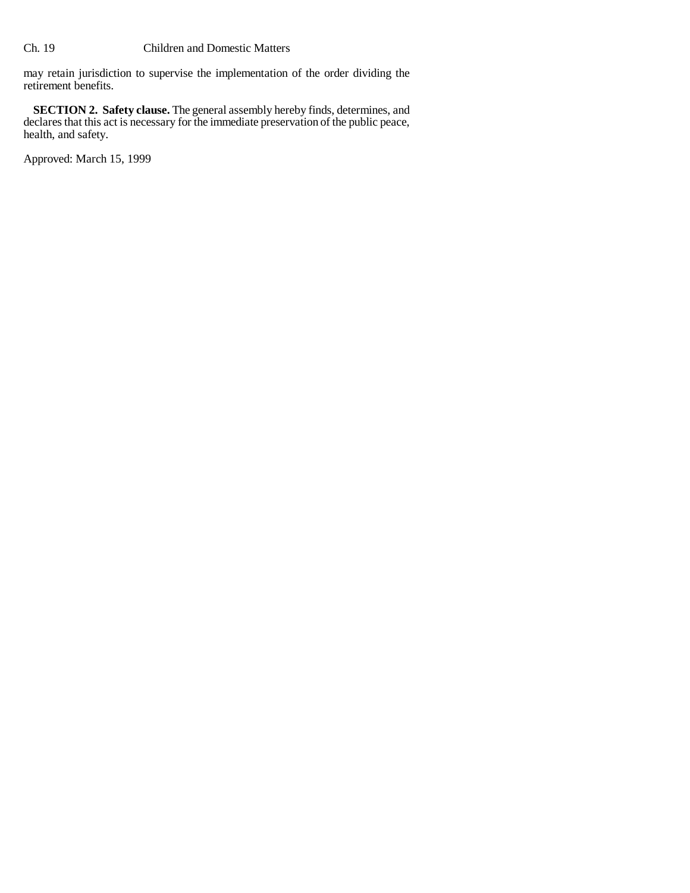may retain jurisdiction to supervise the implementation of the order dividing the retirement benefits.

**SECTION 2. Safety clause.** The general assembly hereby finds, determines, and declares that this act is necessary for the immediate preservation of the public peace, health, and safety.

Approved: March 15, 1999